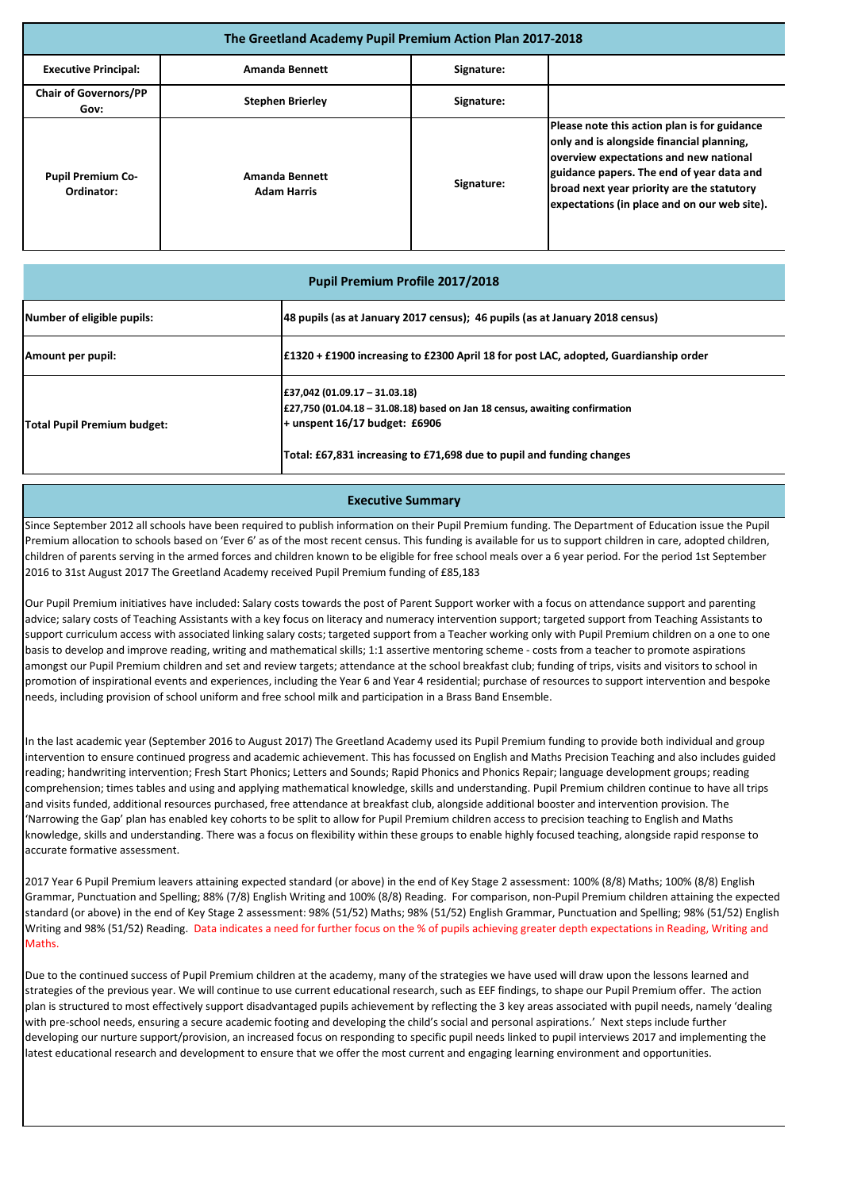# The Greetland Academy Pupil Premium Action Plan 2017-2018

| **Executive Principal:** | **Amanda Bennett** | **Signature:** | |
|---|---|---|---|
| **Chair of Governors/PP Gov:** | **Stephen Brierley** | **Signature:** | |
| **Pupil Premium Co-Ordinator:** | **Amanda Bennett**<br>**Adam Harris** | **Signature:** | **Please note this action plan is for guidance only and is alongside financial planning, overview expectations and new national guidance papers. The end of year data and broad next year priority are the statutory expectations (in place and on our web site).** |

## Pupil Premium Profile 2017/2018

| | |
|---|---|
| **Number of eligible pupils:** | **48 pupils (as at January 2017 census); 46 pupils (as at January 2018 census)** |
| **Amount per pupil:** | **£1320 + £1900 increasing to £2300 April 18 for post LAC, adopted, Guardianship order** |
| **Total Pupil Premium budget:** | **£37,042 (01.09.17 – 31.03.18)**<br>**£27,750 (01.04.18 – 31.08.18) based on Jan 18 census, awaiting confirmation**<br>**+ unspent 16/17 budget: £6906**<br><br>**Total: £67,831 increasing to £71,698 due to pupil and funding changes** |

## Executive Summary

Since September 2012 all schools have been required to publish information on their Pupil Premium funding. The Department of Education issue the Pupil Premium allocation to schools based on 'Ever 6' as of the most recent census. This funding is available for us to support children in care, adopted children, children of parents serving in the armed forces and children known to be eligible for free school meals over a 6 year period. For the period 1st September 2016 to 31st August 2017 The Greetland Academy received Pupil Premium funding of £85,183

Our Pupil Premium initiatives have included: Salary costs towards the post of Parent Support worker with a focus on attendance support and parenting advice; salary costs of Teaching Assistants with a key focus on literacy and numeracy intervention support; targeted support from Teaching Assistants to support curriculum access with associated linking salary costs; targeted support from a Teacher working only with Pupil Premium children on a one to one basis to develop and improve reading, writing and mathematical skills; 1:1 assertive mentoring scheme - costs from a teacher to promote aspirations amongst our Pupil Premium children and set and review targets; attendance at the school breakfast club; funding of trips, visits and visitors to school in promotion of inspirational events and experiences, including the Year 6 and Year 4 residential; purchase of resources to support intervention and bespoke needs, including provision of school uniform and free school milk and participation in a Brass Band Ensemble.

In the last academic year (September 2016 to August 2017) The Greetland Academy used its Pupil Premium funding to provide both individual and group intervention to ensure continued progress and academic achievement. This has focussed on English and Maths Precision Teaching and also includes guided reading; handwriting intervention; Fresh Start Phonics; Letters and Sounds; Rapid Phonics and Phonics Repair; language development groups; reading comprehension; times tables and using and applying mathematical knowledge, skills and understanding. Pupil Premium children continue to have all trips and visits funded, additional resources purchased, free attendance at breakfast club, alongside additional booster and intervention provision. The 'Narrowing the Gap' plan has enabled key cohorts to be split to allow for Pupil Premium children access to precision teaching to English and Maths knowledge, skills and understanding. There was a focus on flexibility within these groups to enable highly focused teaching, alongside rapid response to accurate formative assessment.

2017 Year 6 Pupil Premium leavers attaining expected standard (or above) in the end of Key Stage 2 assessment: 100% (8/8) Maths; 100% (8/8) English Grammar, Punctuation and Spelling; 88% (7/8) English Writing and 100% (8/8) Reading. For comparison, non-Pupil Premium children attaining the expected standard (or above) in the end of Key Stage 2 assessment: 98% (51/52) Maths; 98% (51/52) English Grammar, Punctuation and Spelling; 98% (51/52) English Writing and 98% (51/52) Reading. Data indicates a need for further focus on the % of pupils achieving greater depth expectations in Reading, Writing and Maths.

Due to the continued success of Pupil Premium children at the academy, many of the strategies we have used will draw upon the lessons learned and strategies of the previous year. We will continue to use current educational research, such as EEF findings, to shape our Pupil Premium offer. The action plan is structured to most effectively support disadvantaged pupils achievement by reflecting the 3 key areas associated with pupil needs, namely 'dealing with pre-school needs, ensuring a secure academic footing and developing the child's social and personal aspirations.' Next steps include further developing our nurture support/provision, an increased focus on responding to specific pupil needs linked to pupil interviews 2017 and implementing the latest educational research and development to ensure that we offer the most current and engaging learning environment and opportunities.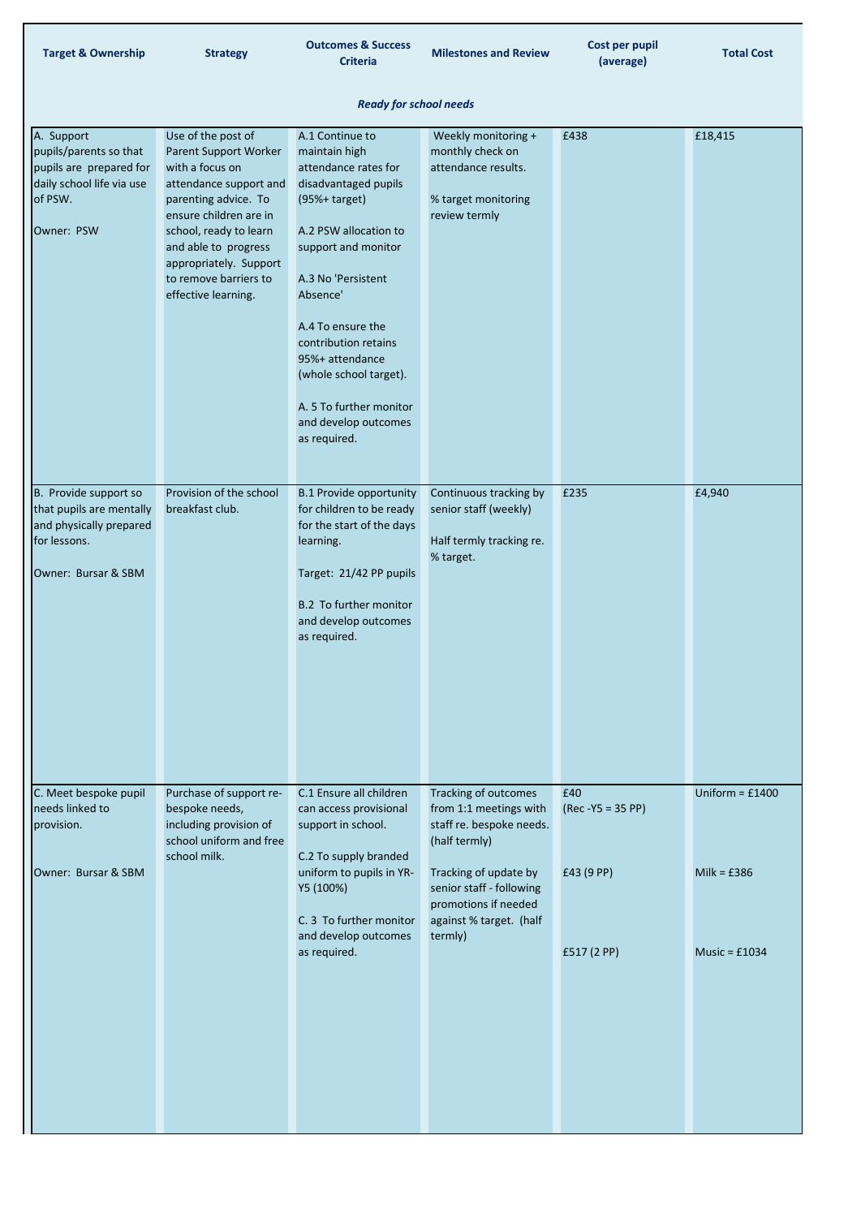| Target & Ownership | Strategy | Outcomes & Success Criteria | Milestones and Review | Cost per pupil (average) | Total Cost |
|---|---|---|---|---|---|
| ***Ready for school needs*** | | | | | |
| A. Support pupils/parents so that pupils are prepared for daily school life via use of PSW.<br><br>Owner: PSW | Use of the post of Parent Support Worker with a focus on attendance support and parenting advice. To ensure children are in school, ready to learn and able to progress appropriately. Support to remove barriers to effective learning. | A.1 Continue to maintain high attendance rates for disadvantaged pupils (95%+ target)<br><br>A.2 PSW allocation to support and monitor<br><br>A.3 No 'Persistent Absence'<br><br>A.4 To ensure the contribution retains 95%+ attendance (whole school target).<br><br>A. 5 To further monitor and develop outcomes as required. | Weekly monitoring + monthly check on attendance results.<br><br>% target monitoring review termly | £438 | £18,415 |
| B. Provide support so that pupils are mentally and physically prepared for lessons.<br><br>Owner: Bursar & SBM | Provision of the school breakfast club. | B.1 Provide opportunity for children to be ready for the start of the days learning.<br><br>Target: 21/42 PP pupils<br><br>B.2 To further monitor and develop outcomes as required. | Continuous tracking by senior staff (weekly)<br><br>Half termly tracking re. % target. | £235 | £4,940 |
| C. Meet bespoke pupil needs linked to provision.<br><br>Owner: Bursar & SBM | Purchase of support re-bespoke needs, including provision of school uniform and free school milk. | C.1 Ensure all children can access provisional support in school.<br><br>C.2 To supply branded uniform to pupils in YR-Y5 (100%)<br><br>C. 3 To further monitor and develop outcomes as required. | Tracking of outcomes from 1:1 meetings with staff re. bespoke needs. (half termly)<br><br>Tracking of update by senior staff - following promotions if needed against % target. (half termly) | £40<br>(Rec -Y5 = 35 PP)<br><br>£43 (9 PP)<br><br>£517 (2 PP) | Uniform = £1400<br><br>Milk = £386<br><br>Music = £1034 |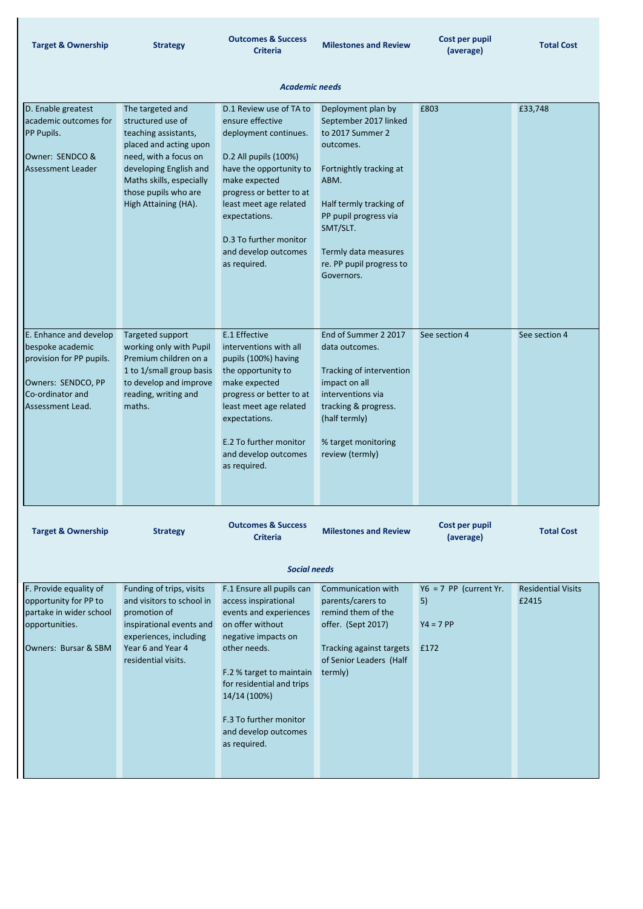| Target & Ownership | Strategy | Outcomes & Success Criteria | Milestones and Review | Cost per pupil (average) | Total Cost |
| --- | --- | --- | --- | --- | --- |
| ***Academic needs*** | | | | | |
| D. Enable greatest academic outcomes for PP Pupils.<br><br>Owner: SENDCO & Assessment Leader | The targeted and structured use of teaching assistants, placed and acting upon need, with a focus on developing English and Maths skills, especially those pupils who are High Attaining (HA). | D.1 Review use of TA to ensure effective deployment continues.<br><br>D.2 All pupils (100%) have the opportunity to make expected progress or better to at least meet age related expectations.<br><br>D.3 To further monitor and develop outcomes as required. | Deployment plan by September 2017 linked to 2017 Summer 2 outcomes.<br><br>Fortnightly tracking at ABM.<br><br>Half termly tracking of PP pupil progress via SMT/SLT.<br><br>Termly data measures re. PP pupil progress to Governors. | £803 | £33,748 |
| E. Enhance and develop bespoke academic provision for PP pupils.<br><br>Owners: SENDCO, PP Co-ordinator and Assessment Lead. | Targeted support working only with Pupil Premium children on a 1 to 1/small group basis to develop and improve reading, writing and maths. | E.1 Effective interventions with all pupils (100%) having the opportunity to make expected progress or better to at least meet age related expectations.<br><br>E.2 To further monitor and develop outcomes as required. | End of Summer 2 2017 data outcomes.<br><br>Tracking of intervention impact on all interventions via tracking & progress. (half termly)<br><br>% target monitoring review (termly) | See section 4 | See section 4 |

| Target & Ownership | Strategy | Outcomes & Success Criteria | Milestones and Review | Cost per pupil (average) | Total Cost |
| --- | --- | --- | --- | --- | --- |
| ***Social needs*** | | | | | |
| F. Provide equality of opportunity for PP to partake in wider school opportunities.<br><br>Owners: Bursar & SBM | Funding of trips, visits and visitors to school in promotion of inspirational events and experiences, including Year 6 and Year 4 residential visits. | F.1 Ensure all pupils can access inspirational events and experiences on offer without negative impacts on other needs.<br><br>F.2 % target to maintain for residential and trips 14/14 (100%)<br><br>F.3 To further monitor and develop outcomes as required. | Communication with parents/carers to remind them of the offer. (Sept 2017)<br><br>Tracking against targets of Senior Leaders (Half termly) | Y6 = 7 PP (current Yr. 5)<br><br>Y4 = 7 PP<br><br>£172 | Residential Visits £2415 |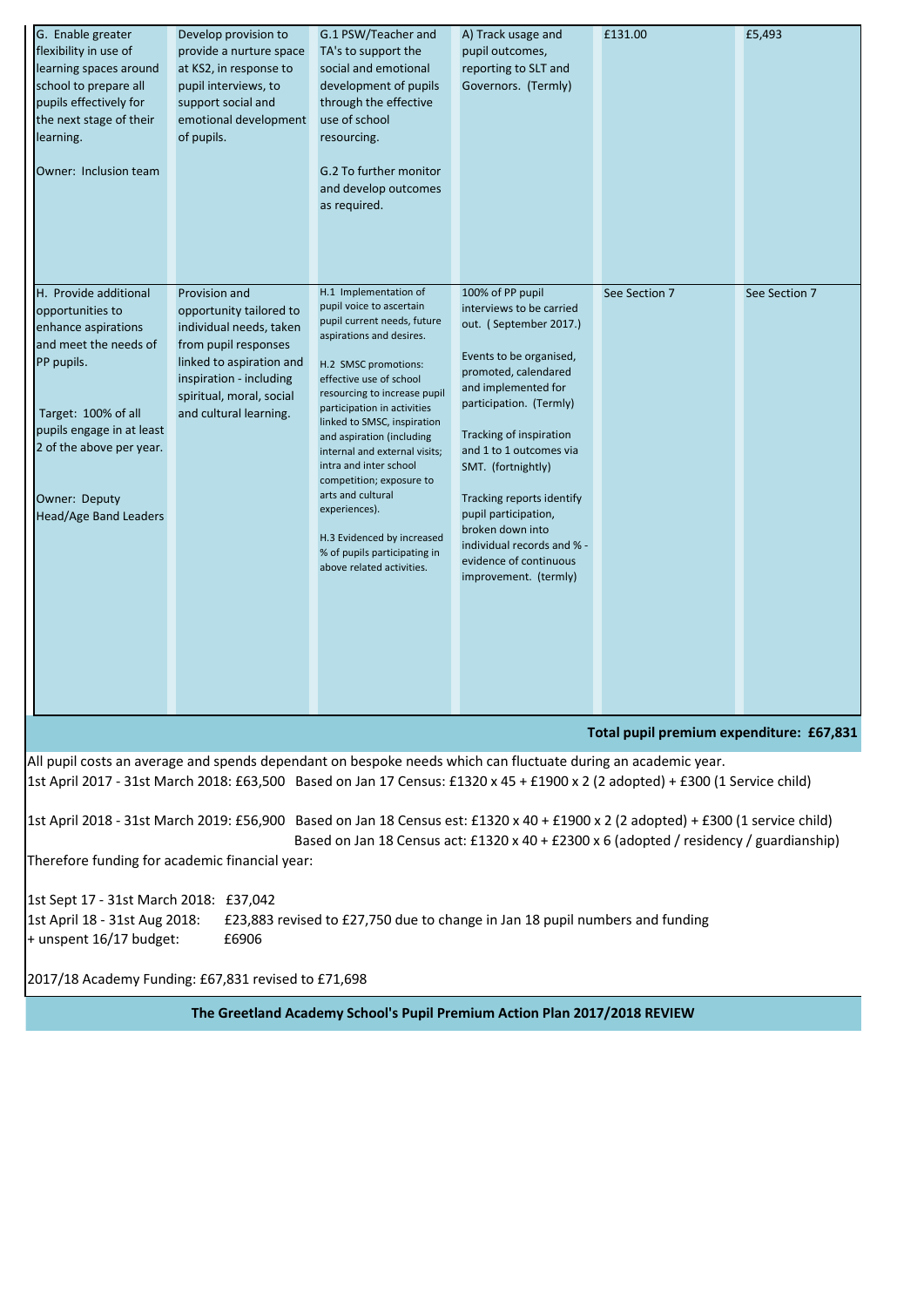| | | | | | |
|---|---|---|---|---|---|
| G. Enable greater flexibility in use of learning spaces around school to prepare all pupils effectively for the next stage of their learning.<br><br>Owner: Inclusion team | Develop provision to provide a nurture space at KS2, in response to pupil interviews, to support social and emotional development of pupils. | G.1 PSW/Teacher and TA's to support the social and emotional development of pupils through the effective use of school resourcing.<br><br>G.2 To further monitor and develop outcomes as required. | A) Track usage and pupil outcomes, reporting to SLT and Governors. (Termly) | £131.00 | £5,493 |
| H. Provide additional opportunities to enhance aspirations and meet the needs of PP pupils.<br><br>Target: 100% of all pupils engage in at least 2 of the above per year.<br><br>Owner: Deputy Head/Age Band Leaders | Provision and opportunity tailored to individual needs, taken from pupil responses linked to aspiration and inspiration - including spiritual, moral, social and cultural learning. | H.1 Implementation of pupil voice to ascertain pupil current needs, future aspirations and desires.<br><br>H.2 SMSC promotions: effective use of school resourcing to increase pupil participation in activities linked to SMSC, inspiration and aspiration (including internal and external visits; intra and inter school competition; exposure to arts and cultural experiences).<br><br>H.3 Evidenced by increased % of pupils participating in above related activities. | 100% of PP pupil interviews to be carried out. ( September 2017.)<br><br>Events to be organised, promoted, calendared and implemented for participation. (Termly)<br><br>Tracking of inspiration and 1 to 1 outcomes via SMT. (fortnightly)<br><br>Tracking reports identify pupil participation, broken down into individual records and % - evidence of continuous improvement. (termly) | See Section 7 | See Section 7 |

**Total pupil premium expenditure: £67,831**

All pupil costs an average and spends dependant on bespoke needs which can fluctuate during an academic year.

1st April 2017 - 31st March 2018: £63,500 Based on Jan 17 Census: £1320 x 45 + £1900 x 2 (2 adopted) + £300 (1 Service child)

1st April 2018 - 31st March 2019: £56,900 Based on Jan 18 Census est: £1320 x 40 + £1900 x 2 (2 adopted) + £300 (1 service child)
Based on Jan 18 Census act: £1320 x 40 + £2300 x 6 (adopted / residency / guardianship)

Therefore funding for academic financial year:

1st Sept 17 - 31st March 2018: £37,042
1st April 18 - 31st Aug 2018: £23,883 revised to £27,750 due to change in Jan 18 pupil numbers and funding
+ unspent 16/17 budget: £6906

2017/18 Academy Funding: £67,831 revised to £71,698

**The Greetland Academy School's Pupil Premium Action Plan 2017/2018 REVIEW**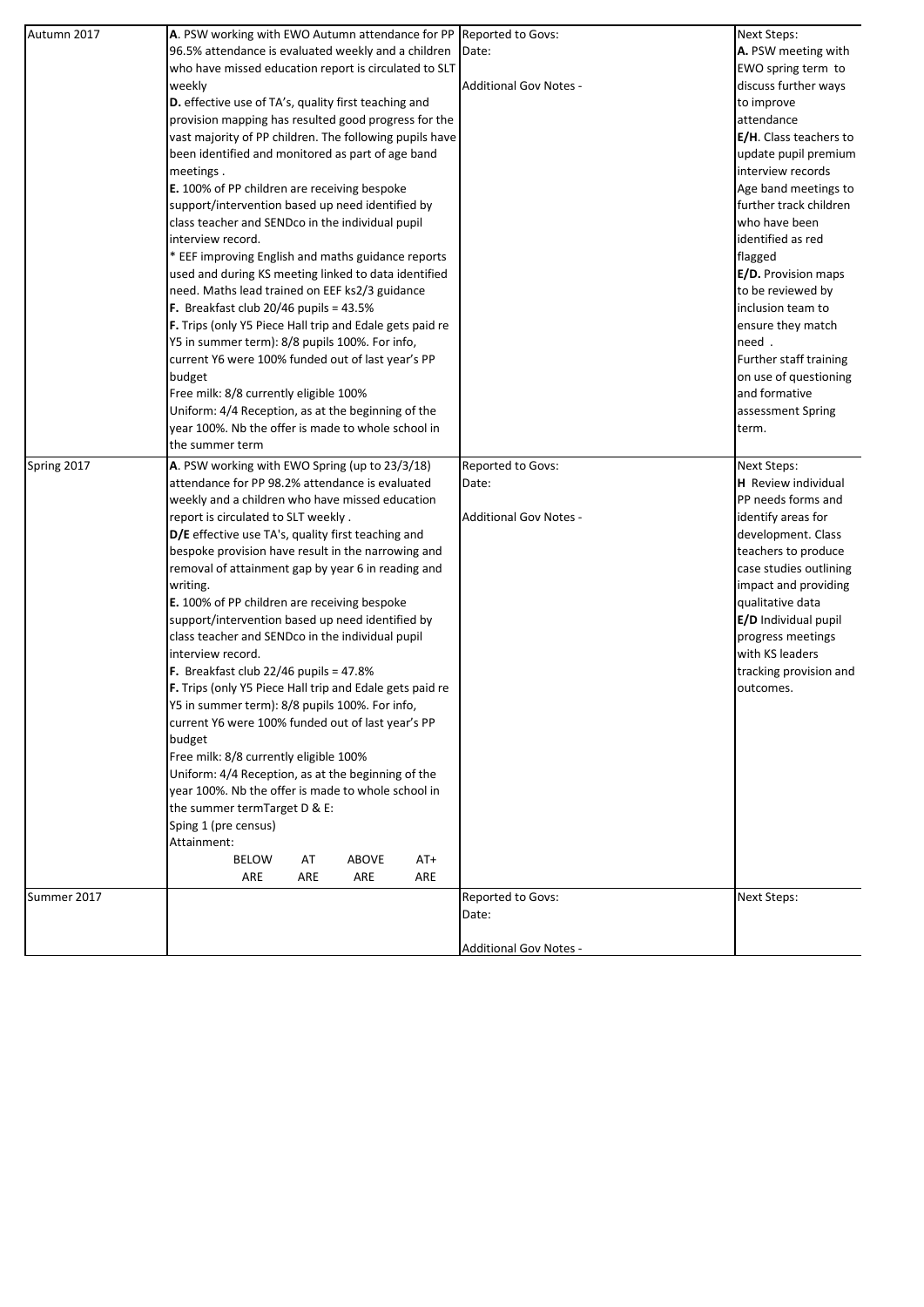| | | | |
|---|---|---|---|
| Autumn 2017 | **A**. PSW working with EWO Autumn attendance for PP 96.5% attendance is evaluated weekly and a children who have missed education report is circulated to SLT weekly<br>**D.** effective use of TA's, quality first teaching and provision mapping has resulted good progress for the vast majority of PP children. The following pupils have been identified and monitored as part of age band meetings .<br>**E.** 100% of PP children are receiving bespoke support/intervention based up need identified by class teacher and SENDco in the individual pupil interview record.<br>* EEF improving English and maths guidance reports used and during KS meeting linked to data identified need. Maths lead trained on EEF ks2/3 guidance<br>**F.** Breakfast club 20/46 pupils = 43.5%<br>**F.** Trips (only Y5 Piece Hall trip and Edale gets paid re Y5 in summer term): 8/8 pupils 100%. For info, current Y6 were 100% funded out of last year's PP budget<br>Free milk: 8/8 currently eligible 100%<br>Uniform: 4/4 Reception, as at the beginning of the year 100%. Nb the offer is made to whole school in the summer term | Reported to Govs:<br>Date:<br><br>Additional Gov Notes - | Next Steps:<br>**A.** PSW meeting with EWO spring term to discuss further ways to improve attendance<br>**E/H**. Class teachers to update pupil premium interview records<br>Age band meetings to further track children who have been identified as red flagged<br>**E/D.** Provision maps to be reviewed by inclusion team to ensure they match need .<br>Further staff training on use of questioning and formative assessment Spring term. |
| Spring 2017 | **A**. PSW working with EWO Spring (up to 23/3/18) attendance for PP 98.2% attendance is evaluated weekly and a children who have missed education report is circulated to SLT weekly .<br>**D/E** effective use TA's, quality first teaching and bespoke provision have result in the narrowing and removal of attainment gap by year 6 in reading and writing.<br>**E.** 100% of PP children are receiving bespoke support/intervention based up need identified by class teacher and SENDco in the individual pupil interview record.<br>**F.** Breakfast club 22/46 pupils = 47.8%<br>**F.** Trips (only Y5 Piece Hall trip and Edale gets paid re Y5 in summer term): 8/8 pupils 100%. For info, current Y6 were 100% funded out of last year's PP budget<br>Free milk: 8/8 currently eligible 100%<br>Uniform: 4/4 Reception, as at the beginning of the year 100%. Nb the offer is made to whole school in the summer termTarget D & E:<br>Sping 1 (pre census)<br>Attainment:<br>BELOW ARE &nbsp; AT ARE &nbsp; ABOVE ARE &nbsp; AT+ ARE | Reported to Govs:<br>Date:<br><br>Additional Gov Notes - | Next Steps:<br>**H** Review individual PP needs forms and identify areas for development. Class teachers to produce case studies outlining impact and providing qualitative data<br>**E/D** Individual pupil progress meetings with KS leaders tracking provision and outcomes. |
| Summer 2017 | | Reported to Govs:<br>Date:<br><br>Additional Gov Notes - | Next Steps: |